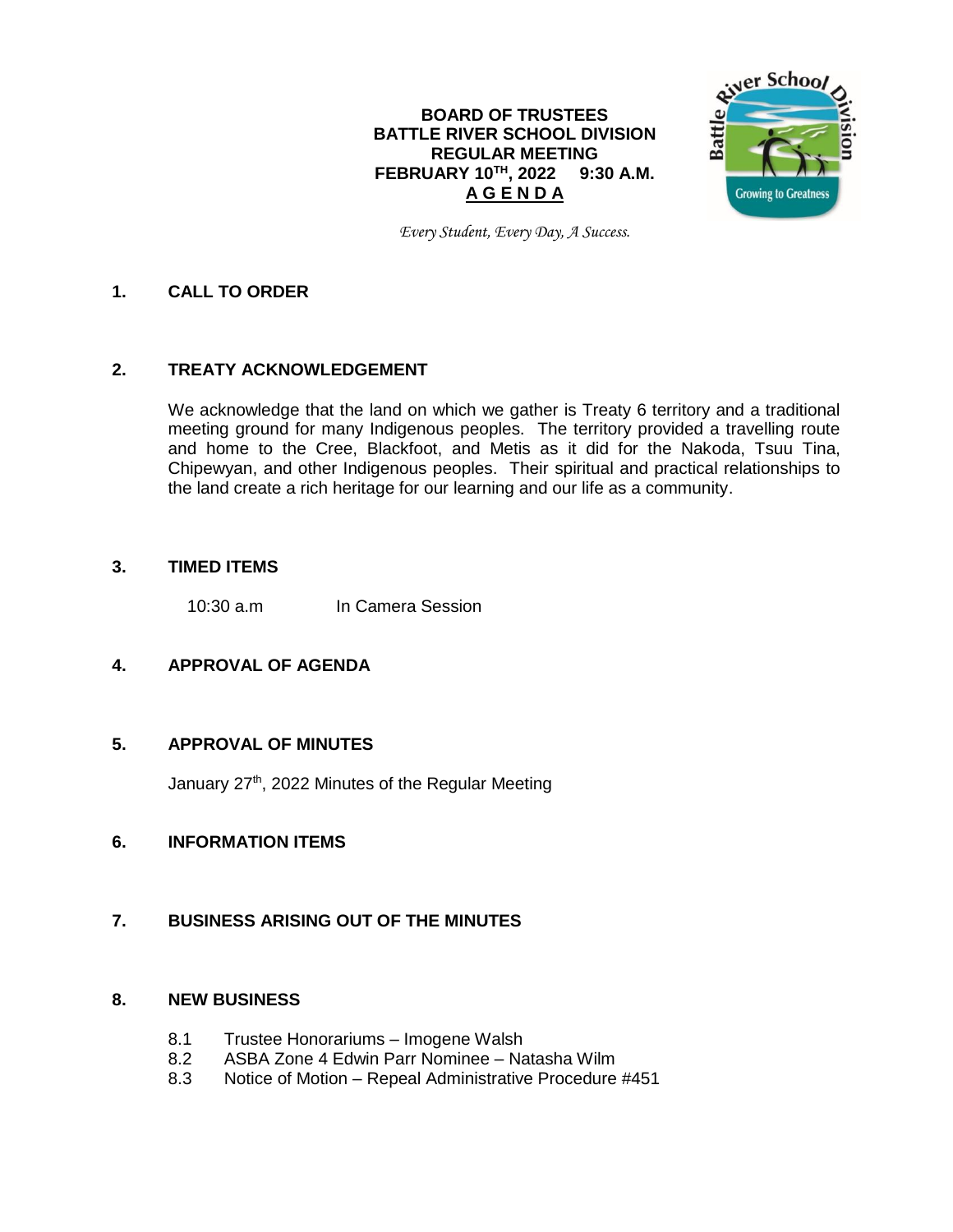**BOARD OF TRUSTEES**
**BATTLE RIVER SCHOOL DIVISION**
**REGULAR MEETING**
**FEBRUARY 10TH, 2022 9:30 A.M.**
**A G E N D A**

*Every Student, Every Day, A Success.*

## 1. CALL TO ORDER

## 2. TREATY ACKNOWLEDGEMENT

We acknowledge that the land on which we gather is Treaty 6 territory and a traditional meeting ground for many Indigenous peoples. The territory provided a travelling route and home to the Cree, Blackfoot, and Metis as it did for the Nakoda, Tsuu Tina, Chipewyan, and other Indigenous peoples. Their spiritual and practical relationships to the land create a rich heritage for our learning and our life as a community.

## 3. TIMED ITEMS

10:30 a.m In Camera Session

## 4. APPROVAL OF AGENDA

## 5. APPROVAL OF MINUTES

January 27th, 2022 Minutes of the Regular Meeting

## 6. INFORMATION ITEMS

## 7. BUSINESS ARISING OUT OF THE MINUTES

## 8. NEW BUSINESS

8.1 Trustee Honorariums – Imogene Walsh
8.2 ASBA Zone 4 Edwin Parr Nominee – Natasha Wilm
8.3 Notice of Motion – Repeal Administrative Procedure #451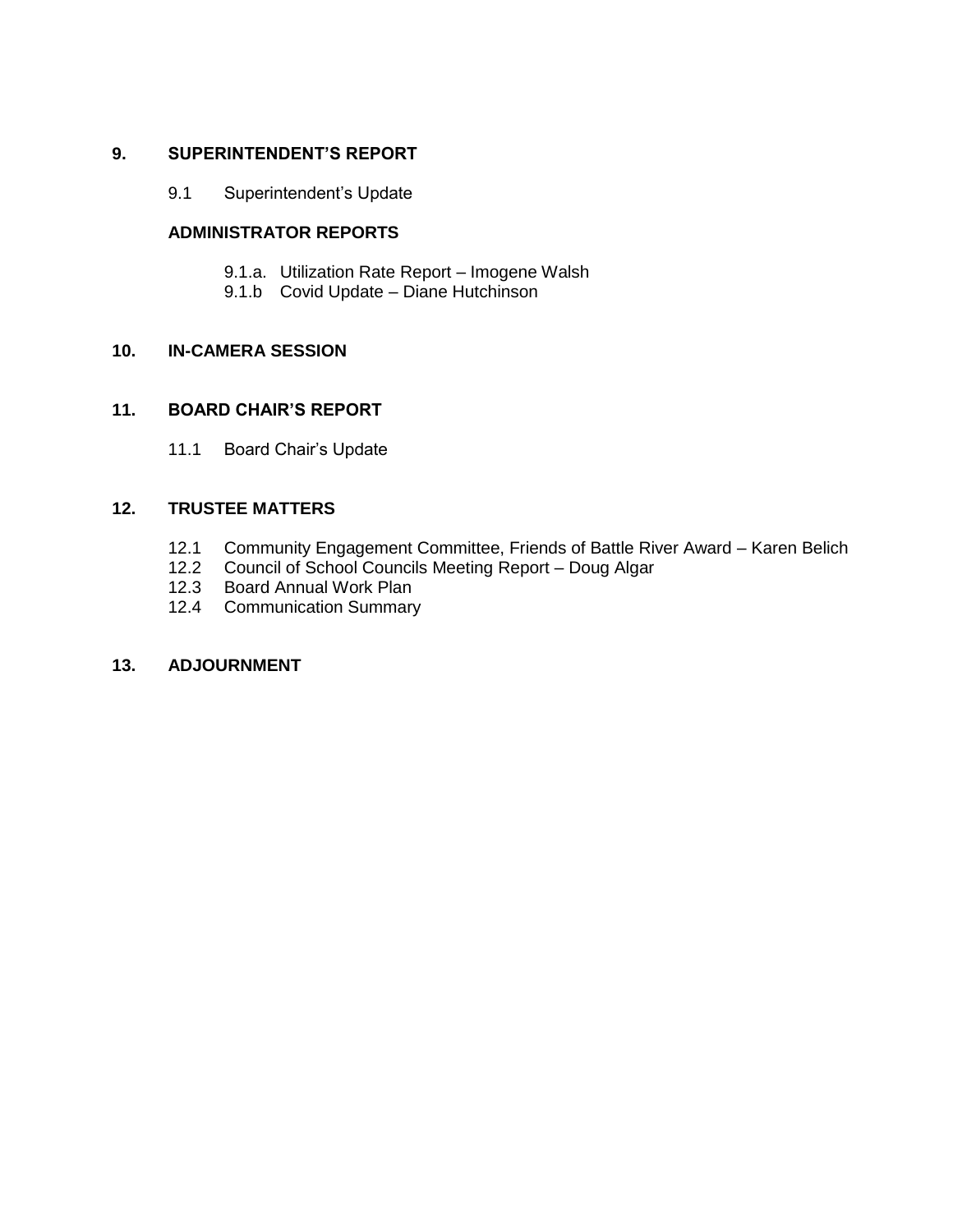## 9. SUPERINTENDENT'S REPORT

9.1 Superintendent's Update

### ADMINISTRATOR REPORTS

9.1.a. Utilization Rate Report – Imogene Walsh
9.1.b Covid Update – Diane Hutchinson

## 10. IN-CAMERA SESSION

## 11. BOARD CHAIR'S REPORT

11.1 Board Chair's Update

## 12. TRUSTEE MATTERS

12.1 Community Engagement Committee, Friends of Battle River Award – Karen Belich
12.2 Council of School Councils Meeting Report – Doug Algar
12.3 Board Annual Work Plan
12.4 Communication Summary

## 13. ADJOURNMENT